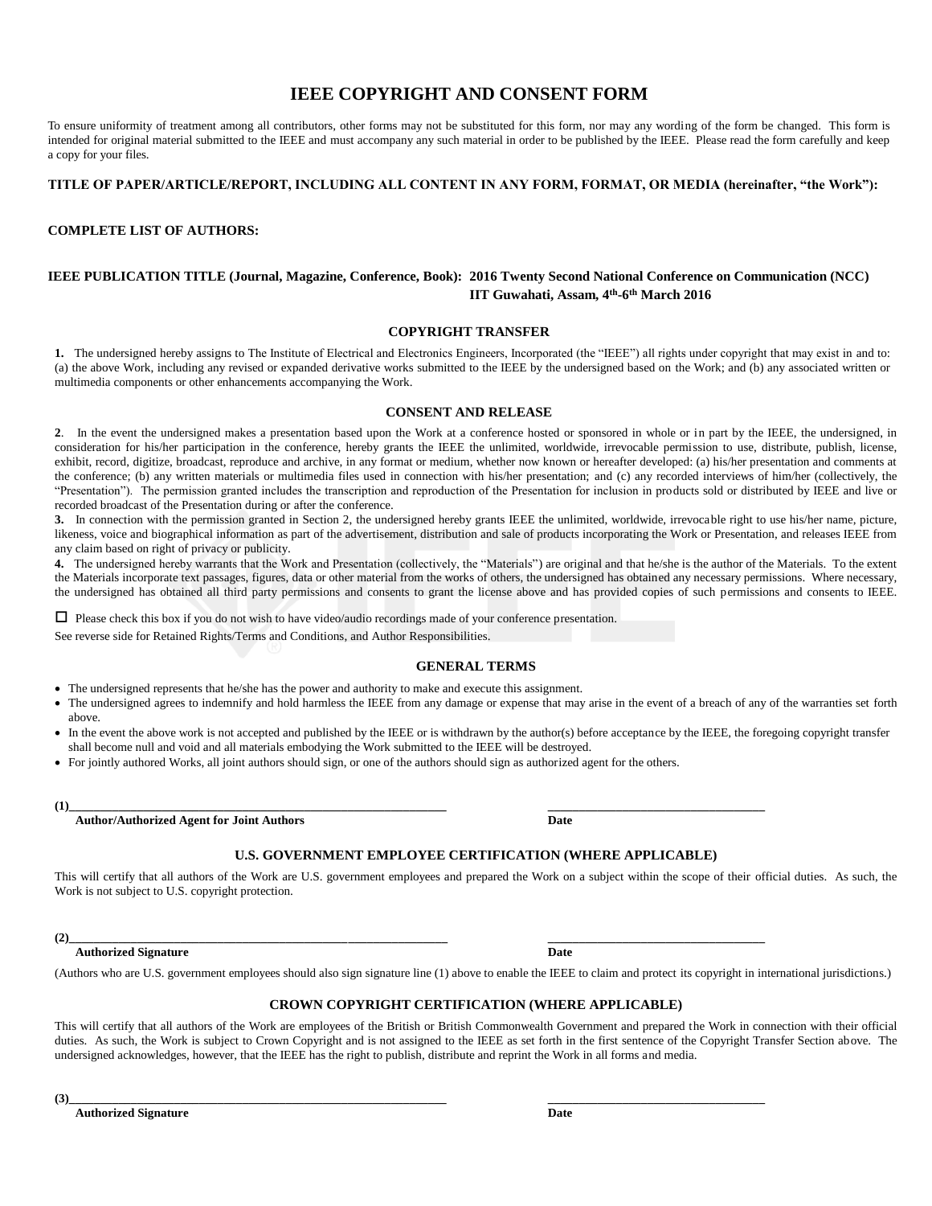# IEEE COPYRIGHT AND CONSENT FORM

To ensure uniformity of treatment among all contributors, other forms may not be substituted for this form, nor may any wording of the form be changed. This form is intended for original material submitted to the IEEE and must accompany any such material in order to be published by the IEEE. Please read the form carefully and keep a copy for your files.

**TITLE OF PAPER/ARTICLE/REPORT, INCLUDING ALL CONTENT IN ANY FORM, FORMAT, OR MEDIA (hereinafter, "the Work"):**

**COMPLETE LIST OF AUTHORS:**

**IEEE PUBLICATION TITLE (Journal, Magazine, Conference, Book): 2016 Twenty Second National Conference on Communication (NCC) IIT Guwahati, Assam, 4th-6th March 2016**

### COPYRIGHT TRANSFER

**1.** The undersigned hereby assigns to The Institute of Electrical and Electronics Engineers, Incorporated (the "IEEE") all rights under copyright that may exist in and to: (a) the above Work, including any revised or expanded derivative works submitted to the IEEE by the undersigned based on the Work; and (b) any associated written or multimedia components or other enhancements accompanying the Work.

### CONSENT AND RELEASE

**2**. In the event the undersigned makes a presentation based upon the Work at a conference hosted or sponsored in whole or in part by the IEEE, the undersigned, in consideration for his/her participation in the conference, hereby grants the IEEE the unlimited, worldwide, irrevocable permission to use, distribute, publish, license, exhibit, record, digitize, broadcast, reproduce and archive, in any format or medium, whether now known or hereafter developed: (a) his/her presentation and comments at the conference; (b) any written materials or multimedia files used in connection with his/her presentation; and (c) any recorded interviews of him/her (collectively, the "Presentation"). The permission granted includes the transcription and reproduction of the Presentation for inclusion in products sold or distributed by IEEE and live or recorded broadcast of the Presentation during or after the conference.

**3.** In connection with the permission granted in Section 2, the undersigned hereby grants IEEE the unlimited, worldwide, irrevocable right to use his/her name, picture, likeness, voice and biographical information as part of the advertisement, distribution and sale of products incorporating the Work or Presentation, and releases IEEE from any claim based on right of privacy or publicity.

**4.** The undersigned hereby warrants that the Work and Presentation (collectively, the "Materials") are original and that he/she is the author of the Materials. To the extent the Materials incorporate text passages, figures, data or other material from the works of others, the undersigned has obtained any necessary permissions. Where necessary, the undersigned has obtained all third party permissions and consents to grant the license above and has provided copies of such permissions and consents to IEEE.

☐ Please check this box if you do not wish to have video/audio recordings made of your conference presentation.

See reverse side for Retained Rights/Terms and Conditions, and Author Responsibilities.

### GENERAL TERMS

- The undersigned represents that he/she has the power and authority to make and execute this assignment.
- The undersigned agrees to indemnify and hold harmless the IEEE from any damage or expense that may arise in the event of a breach of any of the warranties set forth above.
- In the event the above work is not accepted and published by the IEEE or is withdrawn by the author(s) before acceptance by the IEEE, the foregoing copyright transfer shall become null and void and all materials embodying the Work submitted to the IEEE will be destroyed.
- For jointly authored Works, all joint authors should sign, or one of the authors should sign as authorized agent for the others.

(1)_______________________________________________ _______________________

**Author/Authorized Agent for Joint Authors** **Date**

### U.S. GOVERNMENT EMPLOYEE CERTIFICATION (WHERE APPLICABLE)

This will certify that all authors of the Work are U.S. government employees and prepared the Work on a subject within the scope of their official duties. As such, the Work is not subject to U.S. copyright protection.

(2)_______________________________________________ _______________________

**Authorized Signature** **Date**

(Authors who are U.S. government employees should also sign signature line (1) above to enable the IEEE to claim and protect its copyright in international jurisdictions.)

### CROWN COPYRIGHT CERTIFICATION (WHERE APPLICABLE)

This will certify that all authors of the Work are employees of the British or British Commonwealth Government and prepared the Work in connection with their official duties. As such, the Work is subject to Crown Copyright and is not assigned to the IEEE as set forth in the first sentence of the Copyright Transfer Section above. The undersigned acknowledges, however, that the IEEE has the right to publish, distribute and reprint the Work in all forms and media.

(3)_______________________________________________ _______________________

**Authorized Signature** **Date**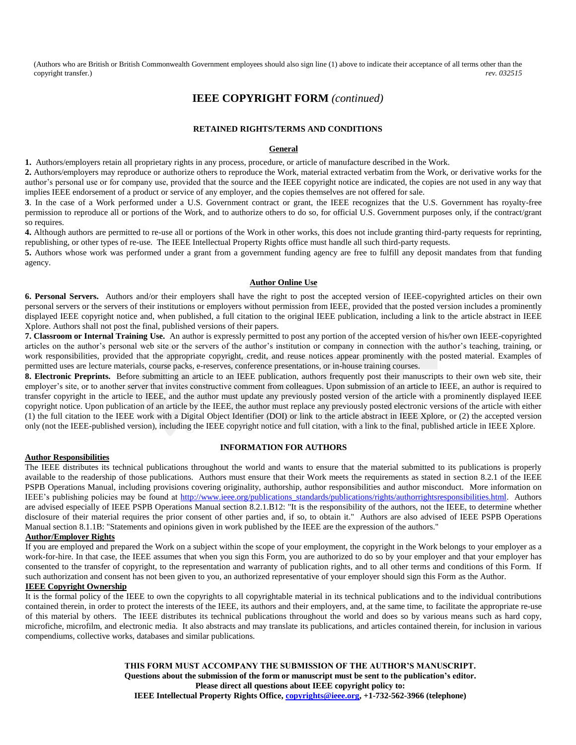(Authors who are British or British Commonwealth Government employees should also sign line (1) above to indicate their acceptance of all terms other than the copyright transfer.) *rev. 032515*

# IEEE COPYRIGHT FORM *(continued)*

## RETAINED RIGHTS/TERMS AND CONDITIONS

### General

**1.** Authors/employers retain all proprietary rights in any process, procedure, or article of manufacture described in the Work.

**2.** Authors/employers may reproduce or authorize others to reproduce the Work, material extracted verbatim from the Work, or derivative works for the author's personal use or for company use, provided that the source and the IEEE copyright notice are indicated, the copies are not used in any way that implies IEEE endorsement of a product or service of any employer, and the copies themselves are not offered for sale.

**3**. In the case of a Work performed under a U.S. Government contract or grant, the IEEE recognizes that the U.S. Government has royalty-free permission to reproduce all or portions of the Work, and to authorize others to do so, for official U.S. Government purposes only, if the contract/grant so requires.

**4.** Although authors are permitted to re-use all or portions of the Work in other works, this does not include granting third-party requests for reprinting, republishing, or other types of re-use. The IEEE Intellectual Property Rights office must handle all such third-party requests.

**5.** Authors whose work was performed under a grant from a government funding agency are free to fulfill any deposit mandates from that funding agency.

### Author Online Use

**6. Personal Servers.** Authors and/or their employers shall have the right to post the accepted version of IEEE-copyrighted articles on their own personal servers or the servers of their institutions or employers without permission from IEEE, provided that the posted version includes a prominently displayed IEEE copyright notice and, when published, a full citation to the original IEEE publication, including a link to the article abstract in IEEE Xplore. Authors shall not post the final, published versions of their papers.

**7. Classroom or Internal Training Use.** An author is expressly permitted to post any portion of the accepted version of his/her own IEEE-copyrighted articles on the author's personal web site or the servers of the author's institution or company in connection with the author's teaching, training, or work responsibilities, provided that the appropriate copyright, credit, and reuse notices appear prominently with the posted material. Examples of permitted uses are lecture materials, course packs, e-reserves, conference presentations, or in-house training courses.

**8. Electronic Preprints.** Before submitting an article to an IEEE publication, authors frequently post their manuscripts to their own web site, their employer's site, or to another server that invites constructive comment from colleagues. Upon submission of an article to IEEE, an author is required to transfer copyright in the article to IEEE, and the author must update any previously posted version of the article with a prominently displayed IEEE copyright notice. Upon publication of an article by the IEEE, the author must replace any previously posted electronic versions of the article with either (1) the full citation to the IEEE work with a Digital Object Identifier (DOI) or link to the article abstract in IEEE Xplore, or (2) the accepted version only (not the IEEE-published version), including the IEEE copyright notice and full citation, with a link to the final, published article in IEEE Xplore.

## INFORMATION FOR AUTHORS

### Author Responsibilities

The IEEE distributes its technical publications throughout the world and wants to ensure that the material submitted to its publications is properly available to the readership of those publications. Authors must ensure that their Work meets the requirements as stated in section 8.2.1 of the IEEE PSPB Operations Manual, including provisions covering originality, authorship, author responsibilities and author misconduct. More information on IEEE's publishing policies may be found at http://www.ieee.org/publications_standards/publications/rights/authorrightsresponsibilities.html. Authors are advised especially of IEEE PSPB Operations Manual section 8.2.1.B12: "It is the responsibility of the authors, not the IEEE, to determine whether disclosure of their material requires the prior consent of other parties and, if so, to obtain it." Authors are also advised of IEEE PSPB Operations Manual section 8.1.1B: "Statements and opinions given in work published by the IEEE are the expression of the authors."

### Author/Employer Rights

If you are employed and prepared the Work on a subject within the scope of your employment, the copyright in the Work belongs to your employer as a work-for-hire. In that case, the IEEE assumes that when you sign this Form, you are authorized to do so by your employer and that your employer has consented to the transfer of copyright, to the representation and warranty of publication rights, and to all other terms and conditions of this Form. If such authorization and consent has not been given to you, an authorized representative of your employer should sign this Form as the Author.

### IEEE Copyright Ownership

It is the formal policy of the IEEE to own the copyrights to all copyrightable material in its technical publications and to the individual contributions contained therein, in order to protect the interests of the IEEE, its authors and their employers, and, at the same time, to facilitate the appropriate re-use of this material by others. The IEEE distributes its technical publications throughout the world and does so by various means such as hard copy, microfiche, microfilm, and electronic media. It also abstracts and may translate its publications, and articles contained therein, for inclusion in various compendiums, collective works, databases and similar publications.

**THIS FORM MUST ACCOMPANY THE SUBMISSION OF THE AUTHOR'S MANUSCRIPT.**
**Questions about the submission of the form or manuscript must be sent to the publication's editor.**
**Please direct all questions about IEEE copyright policy to:**
**IEEE Intellectual Property Rights Office, copyrights@ieee.org, +1-732-562-3966 (telephone)**